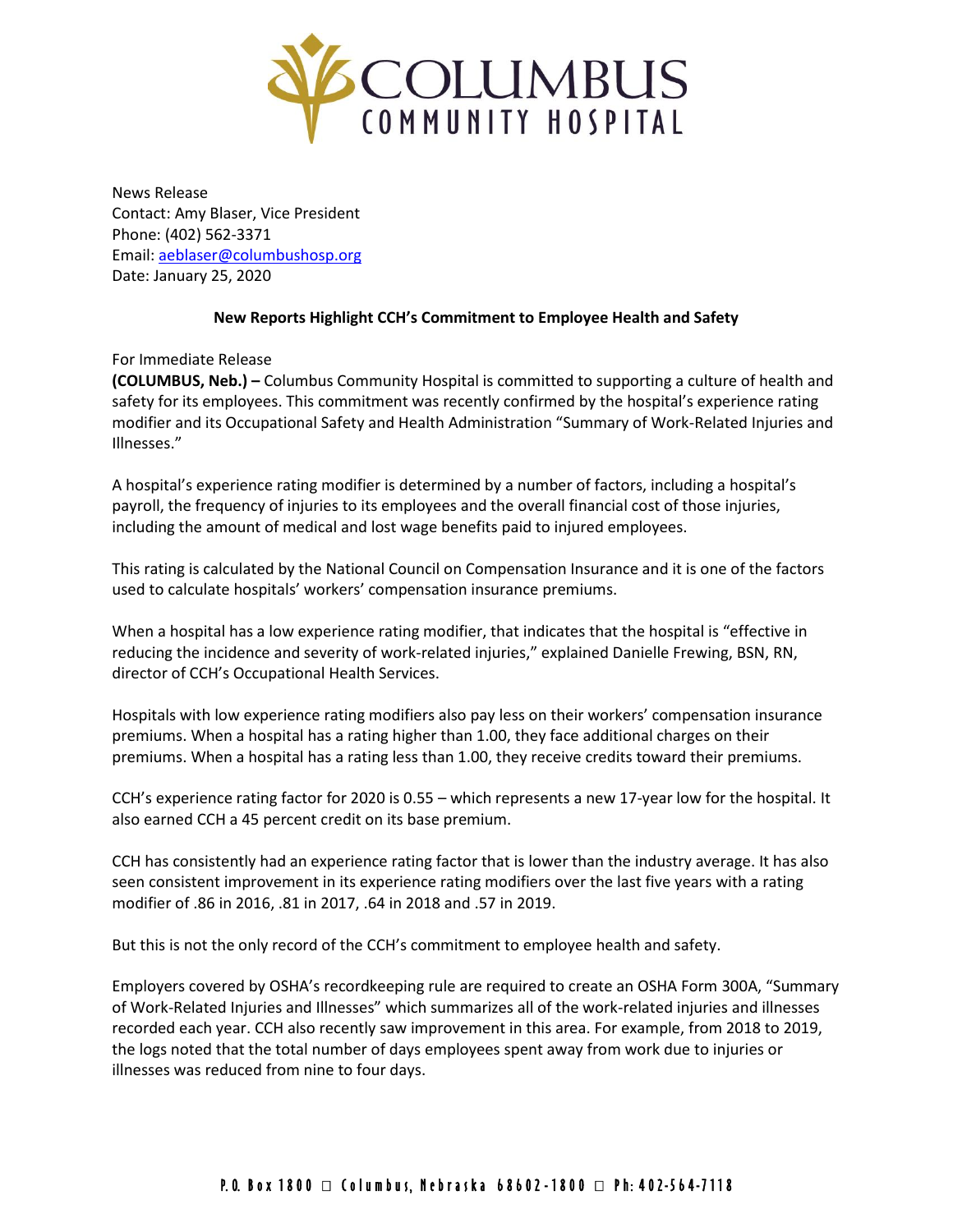COLUMBUS COMMUNITY HOSPITAL

News Release
Contact: Amy Blaser, Vice President
Phone: (402) 562-3371
Email: aeblaser@columbushosp.org
Date: January 25, 2020

**New Reports Highlight CCH's Commitment to Employee Health and Safety**

For Immediate Release
**(COLUMBUS, Neb.) –** Columbus Community Hospital is committed to supporting a culture of health and safety for its employees. This commitment was recently confirmed by the hospital's experience rating modifier and its Occupational Safety and Health Administration "Summary of Work-Related Injuries and Illnesses."

A hospital's experience rating modifier is determined by a number of factors, including a hospital's payroll, the frequency of injuries to its employees and the overall financial cost of those injuries, including the amount of medical and lost wage benefits paid to injured employees.

This rating is calculated by the National Council on Compensation Insurance and it is one of the factors used to calculate hospitals' workers' compensation insurance premiums.

When a hospital has a low experience rating modifier, that indicates that the hospital is "effective in reducing the incidence and severity of work-related injuries," explained Danielle Frewing, BSN, RN, director of CCH's Occupational Health Services.

Hospitals with low experience rating modifiers also pay less on their workers' compensation insurance premiums. When a hospital has a rating higher than 1.00, they face additional charges on their premiums. When a hospital has a rating less than 1.00, they receive credits toward their premiums.

CCH's experience rating factor for 2020 is 0.55 – which represents a new 17-year low for the hospital. It also earned CCH a 45 percent credit on its base premium.

CCH has consistently had an experience rating factor that is lower than the industry average. It has also seen consistent improvement in its experience rating modifiers over the last five years with a rating modifier of .86 in 2016, .81 in 2017, .64 in 2018 and .57 in 2019.

But this is not the only record of the CCH's commitment to employee health and safety.

Employers covered by OSHA's recordkeeping rule are required to create an OSHA Form 300A, "Summary of Work-Related Injuries and Illnesses" which summarizes all of the work-related injuries and illnesses recorded each year. CCH also recently saw improvement in this area. For example, from 2018 to 2019, the logs noted that the total number of days employees spent away from work due to injuries or illnesses was reduced from nine to four days.

P.O. Box 1800 □ Columbus, Nebraska 68602-1800 □ Ph: 402-564-7118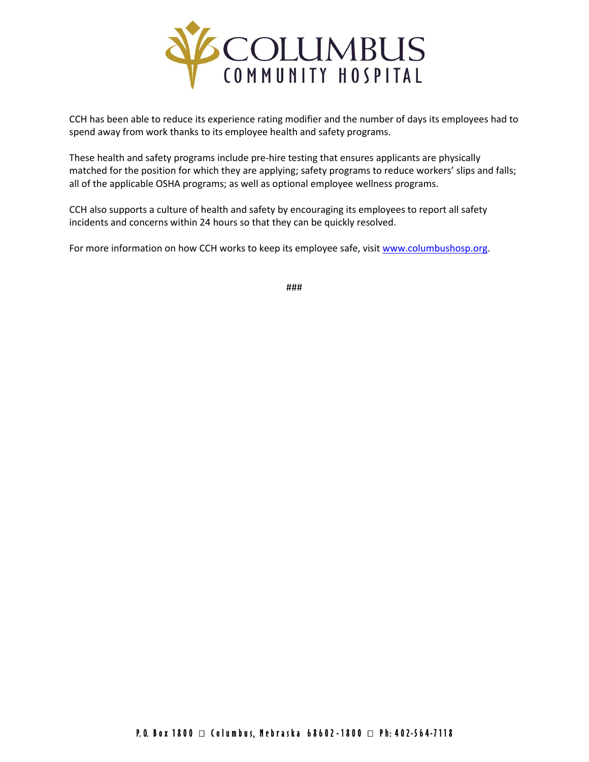CCH has been able to reduce its experience rating modifier and the number of days its employees had to spend away from work thanks to its employee health and safety programs.

These health and safety programs include pre-hire testing that ensures applicants are physically matched for the position for which they are applying; safety programs to reduce workers' slips and falls; all of the applicable OSHA programs; as well as optional employee wellness programs.

CCH also supports a culture of health and safety by encouraging its employees to report all safety incidents and concerns within 24 hours so that they can be quickly resolved.

For more information on how CCH works to keep its employee safe, visit www.columbushosp.org.

###